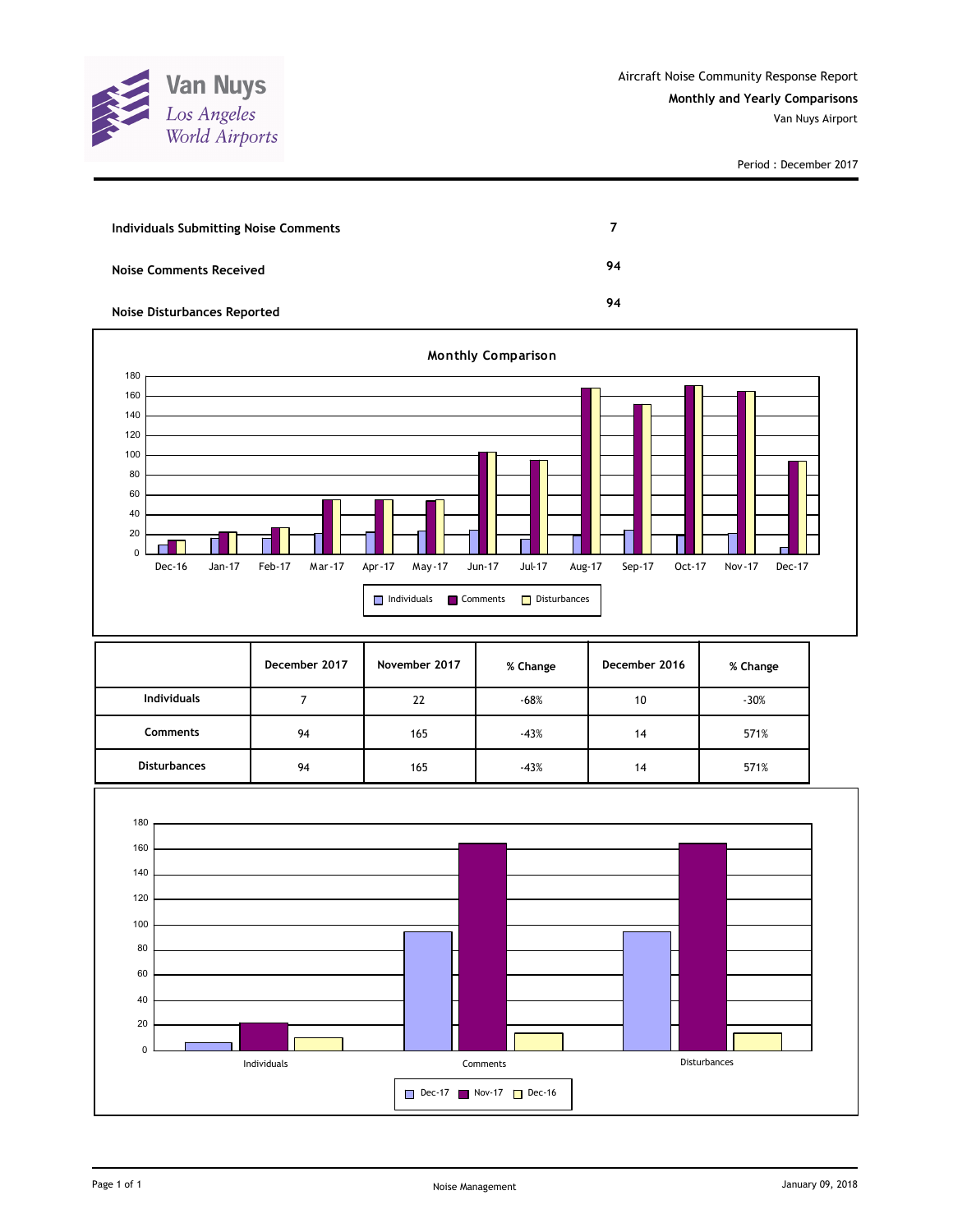Van Nuys
Los Angeles
World Airports

Aircraft Noise Community Response Report

**Monthly and Yearly Comparisons**

Van Nuys Airport

Period : December 2017

| | |
|---|---|
| **Individuals Submitting Noise Comments** | **7** |
| **Noise Comments Received** | **94** |
| **Noise Disturbances Reported** | **94** |

**Monthly Comparison**

| | December 2017 | November 2017 | % Change | December 2016 | % Change |
|---|---|---|---|---|---|
| **Individuals** | 7 | 22 | -68% | 10 | -30% |
| **Comments** | 94 | 165 | -43% | 14 | 571% |
| **Disturbances** | 94 | 165 | -43% | 14 | 571% |

Noise Management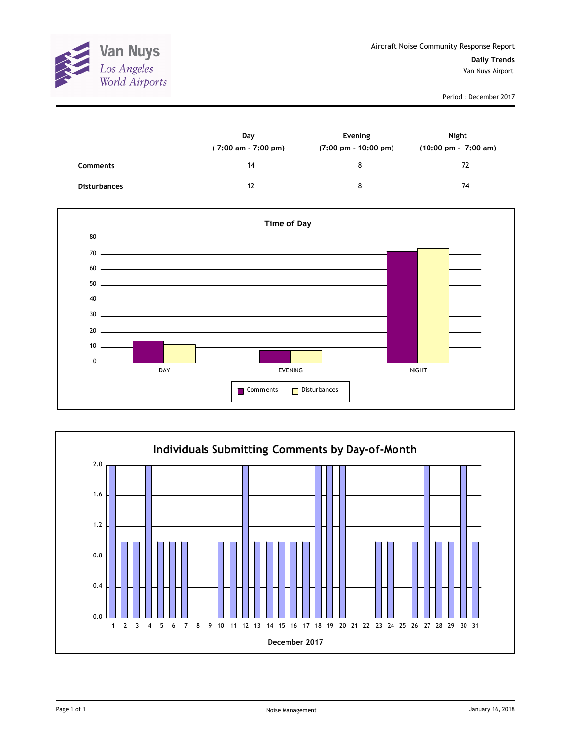Van Nuys
*Los Angeles World Airports*

Aircraft Noise Community Response Report

**Daily Trends**

Van Nuys Airport

Period : December 2017

| | Day ( 7:00 am - 7:00 pm) | Evening (7:00 pm - 10:00 pm) | Night (10:00 pm - 7:00 am) |
|---|---|---|---|
| **Comments** | 14 | 8 | 72 |
| **Disturbances** | 12 | 8 | 74 |

**Time of Day**

**Individuals Submitting Comments by Day-of-Month**

December 2017

Noise Management

January 16, 2018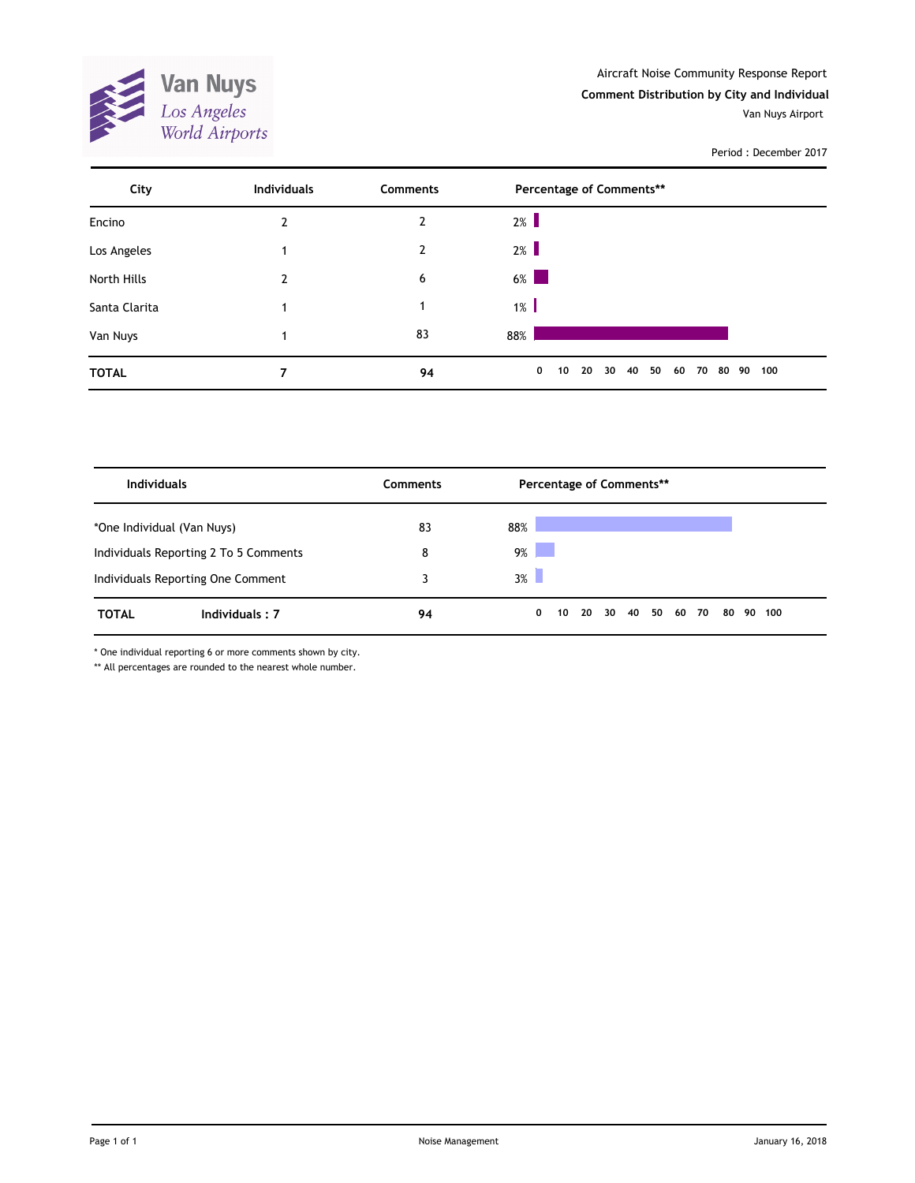Van Nuys
Los Angeles World Airports

Aircraft Noise Community Response Report

**Comment Distribution by City and Individual**

Van Nuys Airport

Period : December 2017

| City | Individuals | Comments | Percentage of Comments** |
|---|---|---|---|
| Encino | 2 | 2 | 2% |
| Los Angeles | 1 | 2 | 2% |
| North Hills | 2 | 6 | 6% |
| Santa Clarita | 1 | 1 | 1% |
| Van Nuys | 1 | 83 | 88% |
| **TOTAL** | **7** | **94** | |

| Individuals | Comments | Percentage of Comments** |
|---|---|---|
| *One Individual (Van Nuys) | 83 | 88% |
| Individuals Reporting 2 To 5 Comments | 8 | 9% |
| Individuals Reporting One Comment | 3 | 3% |
| **TOTAL** **Individuals : 7** | **94** | |

* One individual reporting 6 or more comments shown by city.

** All percentages are rounded to the nearest whole number.

Noise Management

January 16, 2018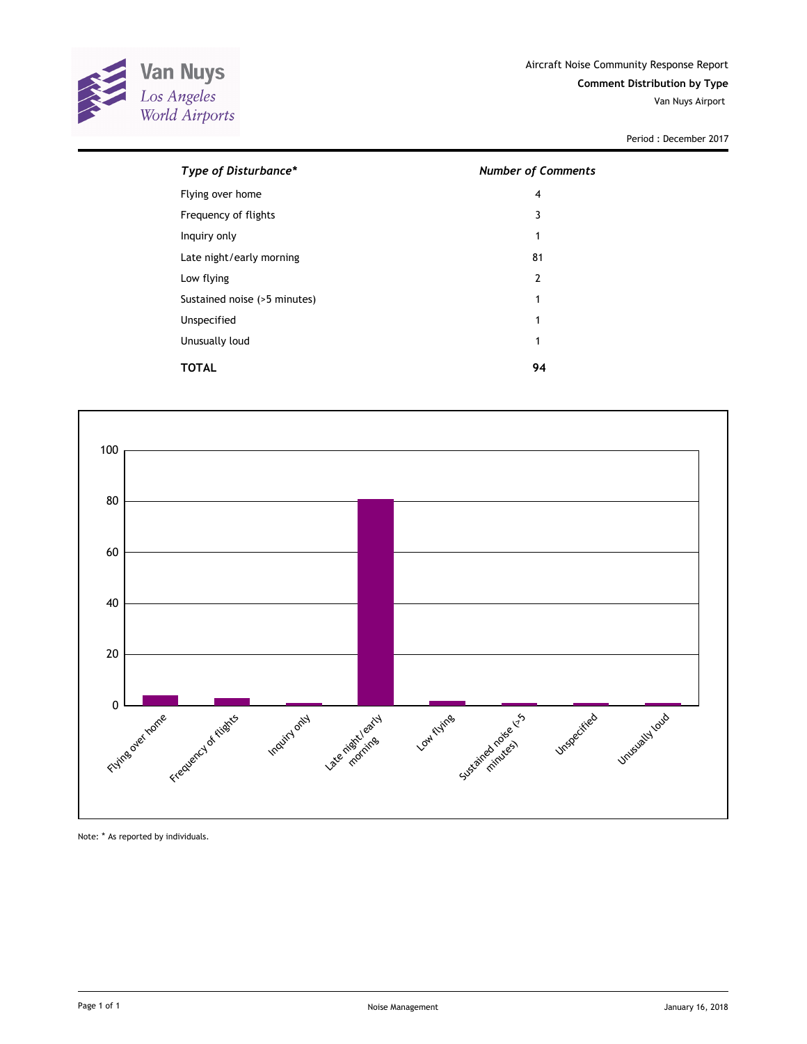Van Nuys
Los Angeles
World Airports

Aircraft Noise Community Response Report

**Comment Distribution by Type**

Van Nuys Airport

Period : December 2017

| *Type of Disturbance** | *Number of Comments* |
|---|---|
| Flying over home | 4 |
| Frequency of flights | 3 |
| Inquiry only | 1 |
| Late night/early morning | 81 |
| Low flying | 2 |
| Sustained noise (>5 minutes) | 1 |
| Unspecified | 1 |
| Unusually loud | 1 |
| **TOTAL** | **94** |

Note: * As reported by individuals.

Noise Management

January 16, 2018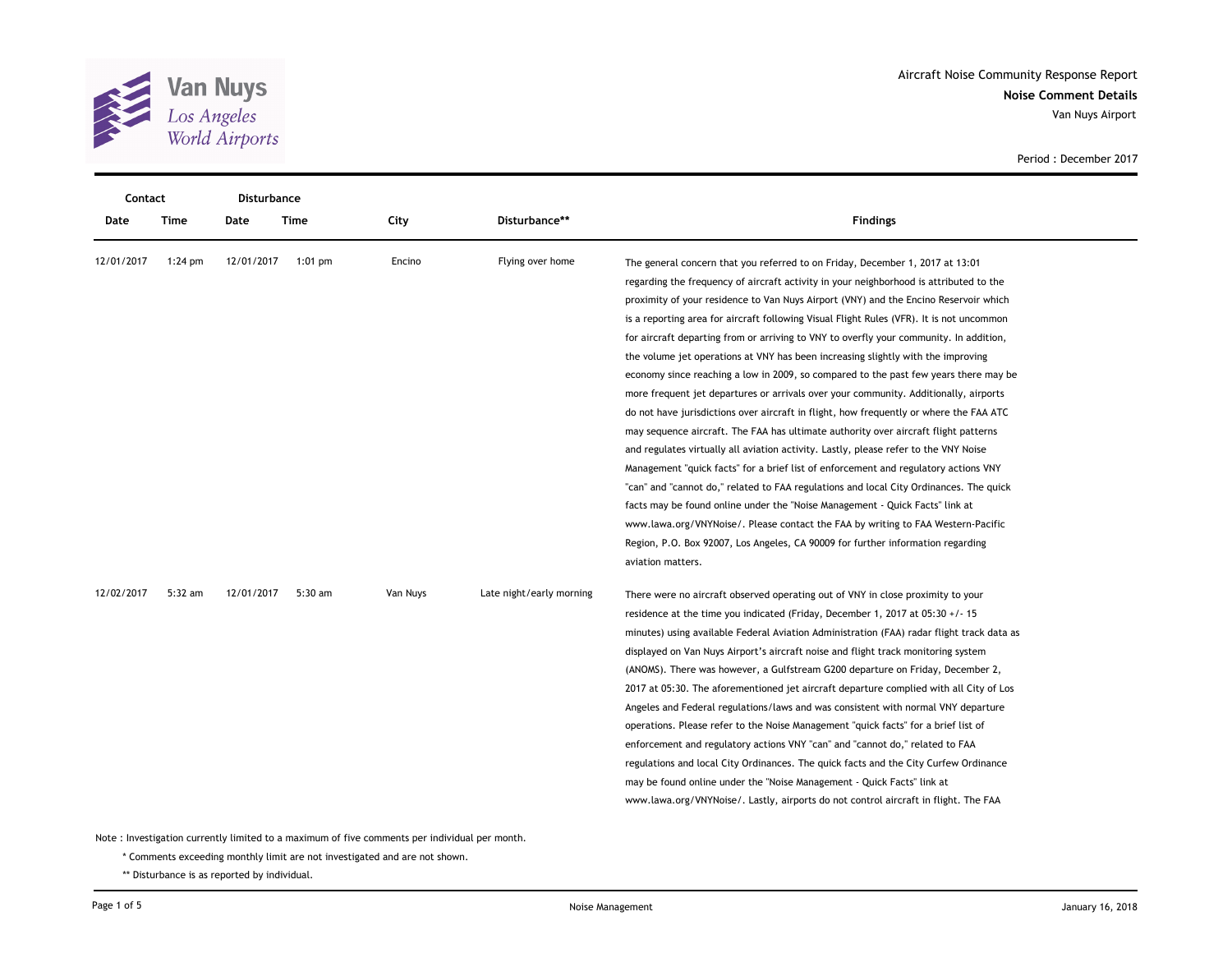Aircraft Noise Community Response Report

**Noise Comment Details**

Van Nuys Airport

Period : December 2017

| Contact Date | Contact Time | Disturbance Date | Disturbance Time | City | Disturbance** | Findings |
|---|---|---|---|---|---|---|
| 12/01/2017 | 1:24 pm | 12/01/2017 | 1:01 pm | Encino | Flying over home | The general concern that you referred to on Friday, December 1, 2017 at 13:01 regarding the frequency of aircraft activity in your neighborhood is attributed to the proximity of your residence to Van Nuys Airport (VNY) and the Encino Reservoir which is a reporting area for aircraft following Visual Flight Rules (VFR). It is not uncommon for aircraft departing from or arriving to VNY to overfly your community. In addition, the volume jet operations at VNY has been increasing slightly with the improving economy since reaching a low in 2009, so compared to the past few years there may be more frequent jet departures or arrivals over your community. Additionally, airports do not have jurisdictions over aircraft in flight, how frequently or where the FAA ATC may sequence aircraft. The FAA has ultimate authority over aircraft flight patterns and regulates virtually all aviation activity. Lastly, please refer to the VNY Noise Management "quick facts" for a brief list of enforcement and regulatory actions VNY "can" and "cannot do," related to FAA regulations and local City Ordinances. The quick facts may be found online under the "Noise Management - Quick Facts" link at www.lawa.org/VNYNoise/. Please contact the FAA by writing to FAA Western-Pacific Region, P.O. Box 92007, Los Angeles, CA 90009 for further information regarding aviation matters. |
| 12/02/2017 | 5:32 am | 12/01/2017 | 5:30 am | Van Nuys | Late night/early morning | There were no aircraft observed operating out of VNY in close proximity to your residence at the time you indicated (Friday, December 1, 2017 at 05:30 +/- 15 minutes) using available Federal Aviation Administration (FAA) radar flight track data as displayed on Van Nuys Airport's aircraft noise and flight track monitoring system (ANOMS). There was however, a Gulfstream G200 departure on Friday, December 2, 2017 at 05:30. The aforementioned jet aircraft departure complied with all City of Los Angeles and Federal regulations/laws and was consistent with normal VNY departure operations. Please refer to the Noise Management "quick facts" for a brief list of enforcement and regulatory actions VNY "can" and "cannot do," related to FAA regulations and local City Ordinances. The quick facts and the City Curfew Ordinance may be found online under the "Noise Management - Quick Facts" link at www.lawa.org/VNYNoise/. Lastly, airports do not control aircraft in flight. The FAA |

Note : Investigation currently limited to a maximum of five comments per individual per month.

\* Comments exceeding monthly limit are not investigated and are not shown.

** Disturbance is as reported by individual.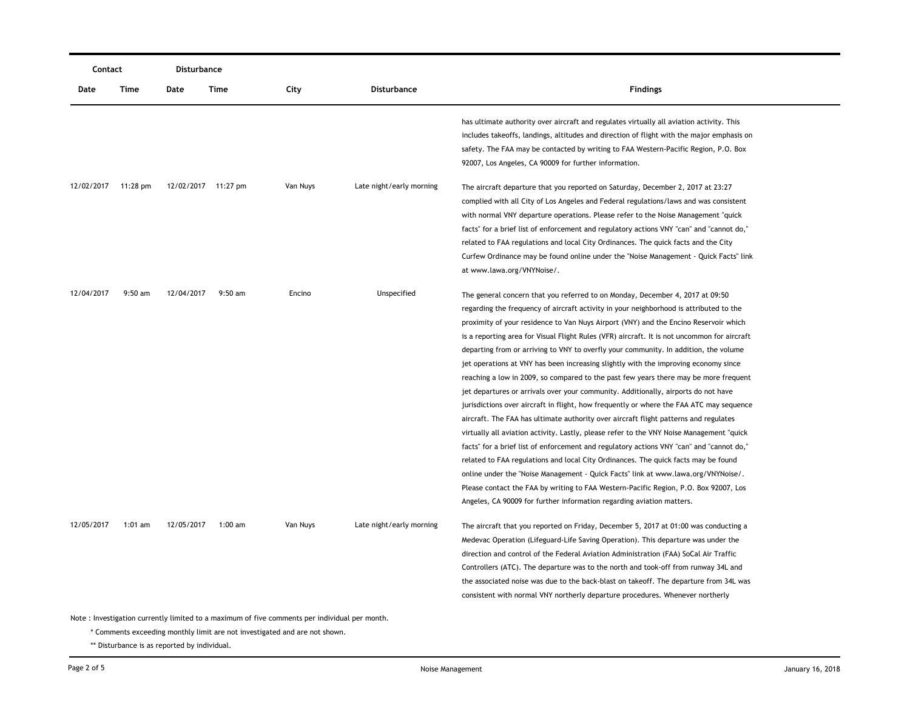| Contact | | Disturbance | | | | |
|---|---|---|---|---|---|---|
| Date | Time | Date | Time | City | Disturbance | Findings |
| | | | | | | has ultimate authority over aircraft and regulates virtually all aviation activity. This includes takeoffs, landings, altitudes and direction of flight with the major emphasis on safety. The FAA may be contacted by writing to FAA Western-Pacific Region, P.O. Box 92007, Los Angeles, CA 90009 for further information. |
| 12/02/2017 | 11:28 pm | 12/02/2017 | 11:27 pm | Van Nuys | Late night/early morning | The aircraft departure that you reported on Saturday, December 2, 2017 at 23:27 complied with all City of Los Angeles and Federal regulations/laws and was consistent with normal VNY departure operations. Please refer to the Noise Management "quick facts" for a brief list of enforcement and regulatory actions VNY "can" and "cannot do," related to FAA regulations and local City Ordinances. The quick facts and the City Curfew Ordinance may be found online under the "Noise Management - Quick Facts" link at www.lawa.org/VNYNoise/. |
| 12/04/2017 | 9:50 am | 12/04/2017 | 9:50 am | Encino | Unspecified | The general concern that you referred to on Monday, December 4, 2017 at 09:50 regarding the frequency of aircraft activity in your neighborhood is attributed to the proximity of your residence to Van Nuys Airport (VNY) and the Encino Reservoir which is a reporting area for Visual Flight Rules (VFR) aircraft. It is not uncommon for aircraft departing from or arriving to VNY to overfly your community. In addition, the volume jet operations at VNY has been increasing slightly with the improving economy since reaching a low in 2009, so compared to the past few years there may be more frequent jet departures or arrivals over your community. Additionally, airports do not have jurisdictions over aircraft in flight, how frequently or where the FAA ATC may sequence aircraft. The FAA has ultimate authority over aircraft flight patterns and regulates virtually all aviation activity. Lastly, please refer to the VNY Noise Management "quick facts" for a brief list of enforcement and regulatory actions VNY "can" and "cannot do," related to FAA regulations and local City Ordinances. The quick facts may be found online under the "Noise Management - Quick Facts" link at www.lawa.org/VNYNoise/. Please contact the FAA by writing to FAA Western-Pacific Region, P.O. Box 92007, Los Angeles, CA 90009 for further information regarding aviation matters. |
| 12/05/2017 | 1:01 am | 12/05/2017 | 1:00 am | Van Nuys | Late night/early morning | The aircraft that you reported on Friday, December 5, 2017 at 01:00 was conducting a Medevac Operation (Lifeguard-Life Saving Operation). This departure was under the direction and control of the Federal Aviation Administration (FAA) SoCal Air Traffic Controllers (ATC). The departure was to the north and took-off from runway 34L and the associated noise was due to the back-blast on takeoff. The departure from 34L was consistent with normal VNY northerly departure procedures. Whenever northerly |

Note : Investigation currently limited to a maximum of five comments per individual per month.

\* Comments exceeding monthly limit are not investigated and are not shown.

\*\* Disturbance is as reported by individual.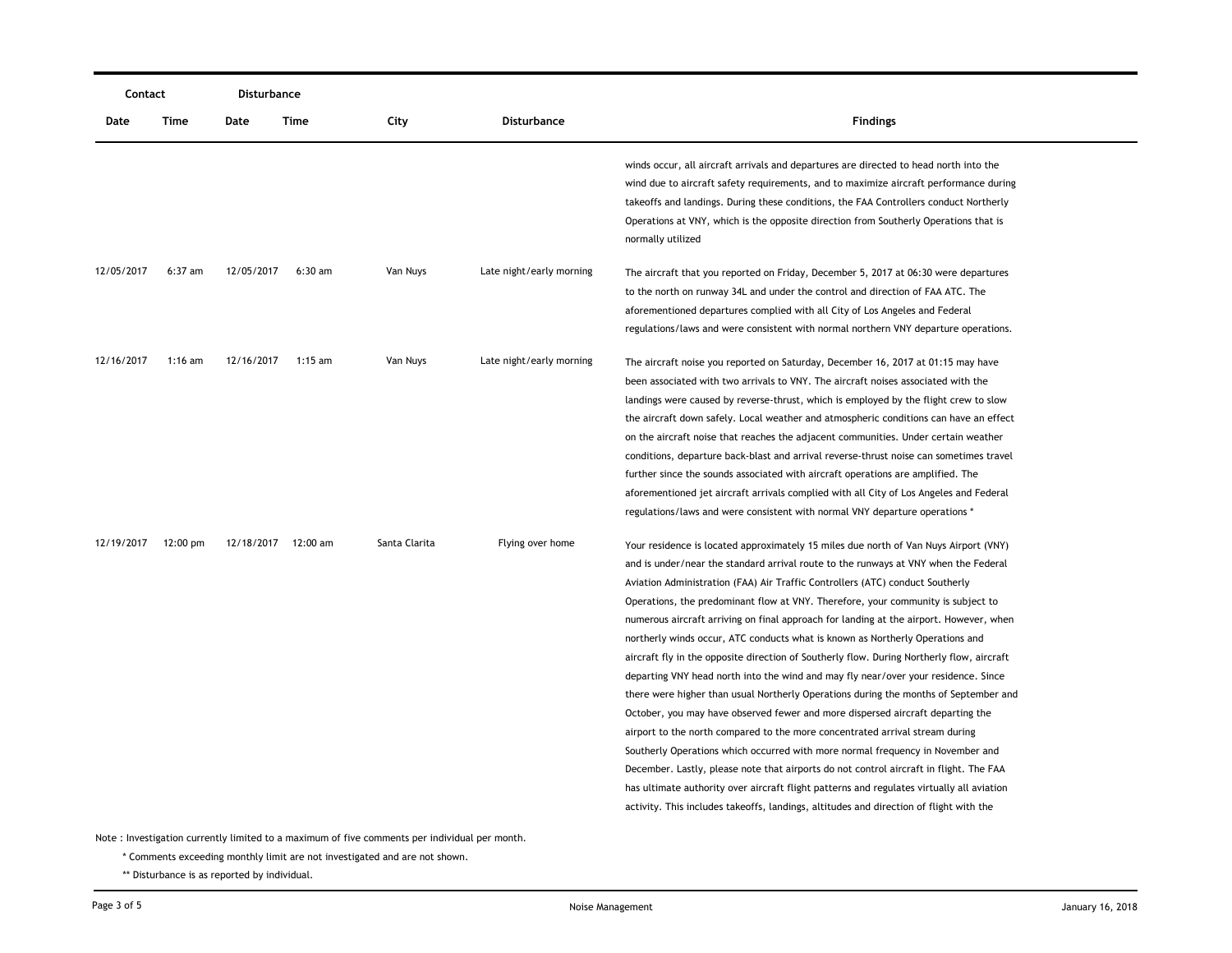| Contact | | Disturbance | | | | |
|---|---|---|---|---|---|---|
| Date | Time | Date | Time | City | Disturbance | Findings |
| | | | | | | winds occur, all aircraft arrivals and departures are directed to head north into the wind due to aircraft safety requirements, and to maximize aircraft performance during takeoffs and landings. During these conditions, the FAA Controllers conduct Northerly Operations at VNY, which is the opposite direction from Southerly Operations that is normally utilized |
| 12/05/2017 | 6:37 am | 12/05/2017 | 6:30 am | Van Nuys | Late night/early morning | The aircraft that you reported on Friday, December 5, 2017 at 06:30 were departures to the north on runway 34L and under the control and direction of FAA ATC. The aforementioned departures complied with all City of Los Angeles and Federal regulations/laws and were consistent with normal northern VNY departure operations. |
| 12/16/2017 | 1:16 am | 12/16/2017 | 1:15 am | Van Nuys | Late night/early morning | The aircraft noise you reported on Saturday, December 16, 2017 at 01:15 may have been associated with two arrivals to VNY. The aircraft noises associated with the landings were caused by reverse-thrust, which is employed by the flight crew to slow the aircraft down safely. Local weather and atmospheric conditions can have an effect on the aircraft noise that reaches the adjacent communities. Under certain weather conditions, departure back-blast and arrival reverse-thrust noise can sometimes travel further since the sounds associated with aircraft operations are amplified. The aforementioned jet aircraft arrivals complied with all City of Los Angeles and Federal regulations/laws and were consistent with normal VNY departure operations * |
| 12/19/2017 | 12:00 pm | 12/18/2017 | 12:00 am | Santa Clarita | Flying over home | Your residence is located approximately 15 miles due north of Van Nuys Airport (VNY) and is under/near the standard arrival route to the runways at VNY when the Federal Aviation Administration (FAA) Air Traffic Controllers (ATC) conduct Southerly Operations, the predominant flow at VNY. Therefore, your community is subject to numerous aircraft arriving on final approach for landing at the airport. However, when northerly winds occur, ATC conducts what is known as Northerly Operations and aircraft fly in the opposite direction of Southerly flow. During Northerly flow, aircraft departing VNY head north into the wind and may fly near/over your residence. Since there were higher than usual Northerly Operations during the months of September and October, you may have observed fewer and more dispersed aircraft departing the airport to the north compared to the more concentrated arrival stream during Southerly Operations which occurred with more normal frequency in November and December. Lastly, please note that airports do not control aircraft in flight. The FAA has ultimate authority over aircraft flight patterns and regulates virtually all aviation activity. This includes takeoffs, landings, altitudes and direction of flight with the |

Note : Investigation currently limited to a maximum of five comments per individual per month.

\* Comments exceeding monthly limit are not investigated and are not shown.

\*\* Disturbance is as reported by individual.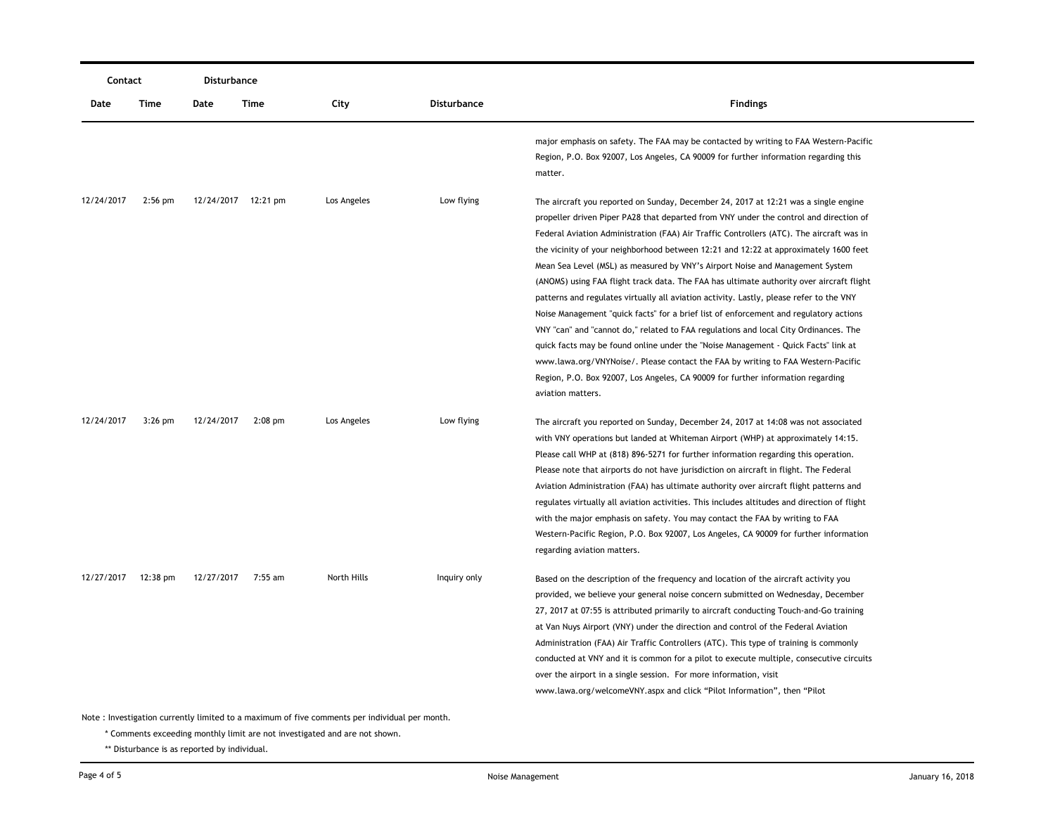| Contact | | Disturbance | | | | |
|---|---|---|---|---|---|---|
| Date | Time | Date | Time | City | Disturbance | Findings |
| | | | | | | major emphasis on safety. The FAA may be contacted by writing to FAA Western-Pacific Region, P.O. Box 92007, Los Angeles, CA 90009 for further information regarding this matter. |
| 12/24/2017 | 2:56 pm | 12/24/2017 | 12:21 pm | Los Angeles | Low flying | The aircraft you reported on Sunday, December 24, 2017 at 12:21 was a single engine propeller driven Piper PA28 that departed from VNY under the control and direction of Federal Aviation Administration (FAA) Air Traffic Controllers (ATC). The aircraft was in the vicinity of your neighborhood between 12:21 and 12:22 at approximately 1600 feet Mean Sea Level (MSL) as measured by VNY's Airport Noise and Management System (ANOMS) using FAA flight track data. The FAA has ultimate authority over aircraft flight patterns and regulates virtually all aviation activity. Lastly, please refer to the VNY Noise Management "quick facts" for a brief list of enforcement and regulatory actions VNY "can" and "cannot do," related to FAA regulations and local City Ordinances. The quick facts may be found online under the "Noise Management - Quick Facts" link at www.lawa.org/VNYNoise/. Please contact the FAA by writing to FAA Western-Pacific Region, P.O. Box 92007, Los Angeles, CA 90009 for further information regarding aviation matters. |
| 12/24/2017 | 3:26 pm | 12/24/2017 | 2:08 pm | Los Angeles | Low flying | The aircraft you reported on Sunday, December 24, 2017 at 14:08 was not associated with VNY operations but landed at Whiteman Airport (WHP) at approximately 14:15. Please call WHP at (818) 896-5271 for further information regarding this operation. Please note that airports do not have jurisdiction on aircraft in flight. The Federal Aviation Administration (FAA) has ultimate authority over aircraft flight patterns and regulates virtually all aviation activities. This includes altitudes and direction of flight with the major emphasis on safety. You may contact the FAA by writing to FAA Western-Pacific Region, P.O. Box 92007, Los Angeles, CA 90009 for further information regarding aviation matters. |
| 12/27/2017 | 12:38 pm | 12/27/2017 | 7:55 am | North Hills | Inquiry only | Based on the description of the frequency and location of the aircraft activity you provided, we believe your general noise concern submitted on Wednesday, December 27, 2017 at 07:55 is attributed primarily to aircraft conducting Touch-and-Go training at Van Nuys Airport (VNY) under the direction and control of the Federal Aviation Administration (FAA) Air Traffic Controllers (ATC). This type of training is commonly conducted at VNY and it is common for a pilot to execute multiple, consecutive circuits over the airport in a single session. For more information, visit www.lawa.org/welcomeVNY.aspx and click "Pilot Information", then "Pilot |

Note : Investigation currently limited to a maximum of five comments per individual per month.

\* Comments exceeding monthly limit are not investigated and are not shown.

\*\* Disturbance is as reported by individual.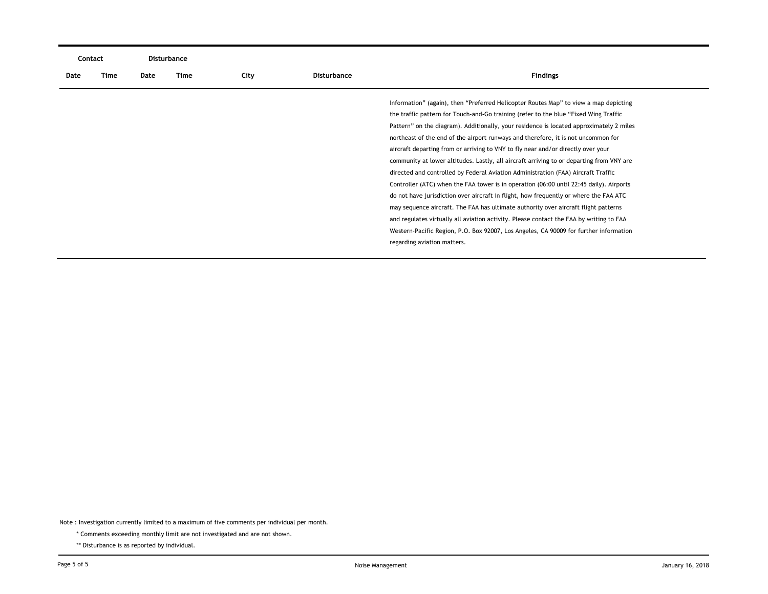| Contact | | Disturbance | | | | |
|---|---|---|---|---|---|---|
| Date | Time | Date | Time | City | Disturbance | Findings |
| | | | | | | Information" (again), then "Preferred Helicopter Routes Map" to view a map depicting the traffic pattern for Touch-and-Go training (refer to the blue "Fixed Wing Traffic Pattern" on the diagram). Additionally, your residence is located approximately 2 miles northeast of the end of the airport runways and therefore, it is not uncommon for aircraft departing from or arriving to VNY to fly near and/or directly over your community at lower altitudes. Lastly, all aircraft arriving to or departing from VNY are directed and controlled by Federal Aviation Administration (FAA) Aircraft Traffic Controller (ATC) when the FAA tower is in operation (06:00 until 22:45 daily). Airports do not have jurisdiction over aircraft in flight, how frequently or where the FAA ATC may sequence aircraft. The FAA has ultimate authority over aircraft flight patterns and regulates virtually all aviation activity. Please contact the FAA by writing to FAA Western-Pacific Region, P.O. Box 92007, Los Angeles, CA 90009 for further information regarding aviation matters. |

Note : Investigation currently limited to a maximum of five comments per individual per month.

\* Comments exceeding monthly limit are not investigated and are not shown.

\*\* Disturbance is as reported by individual.